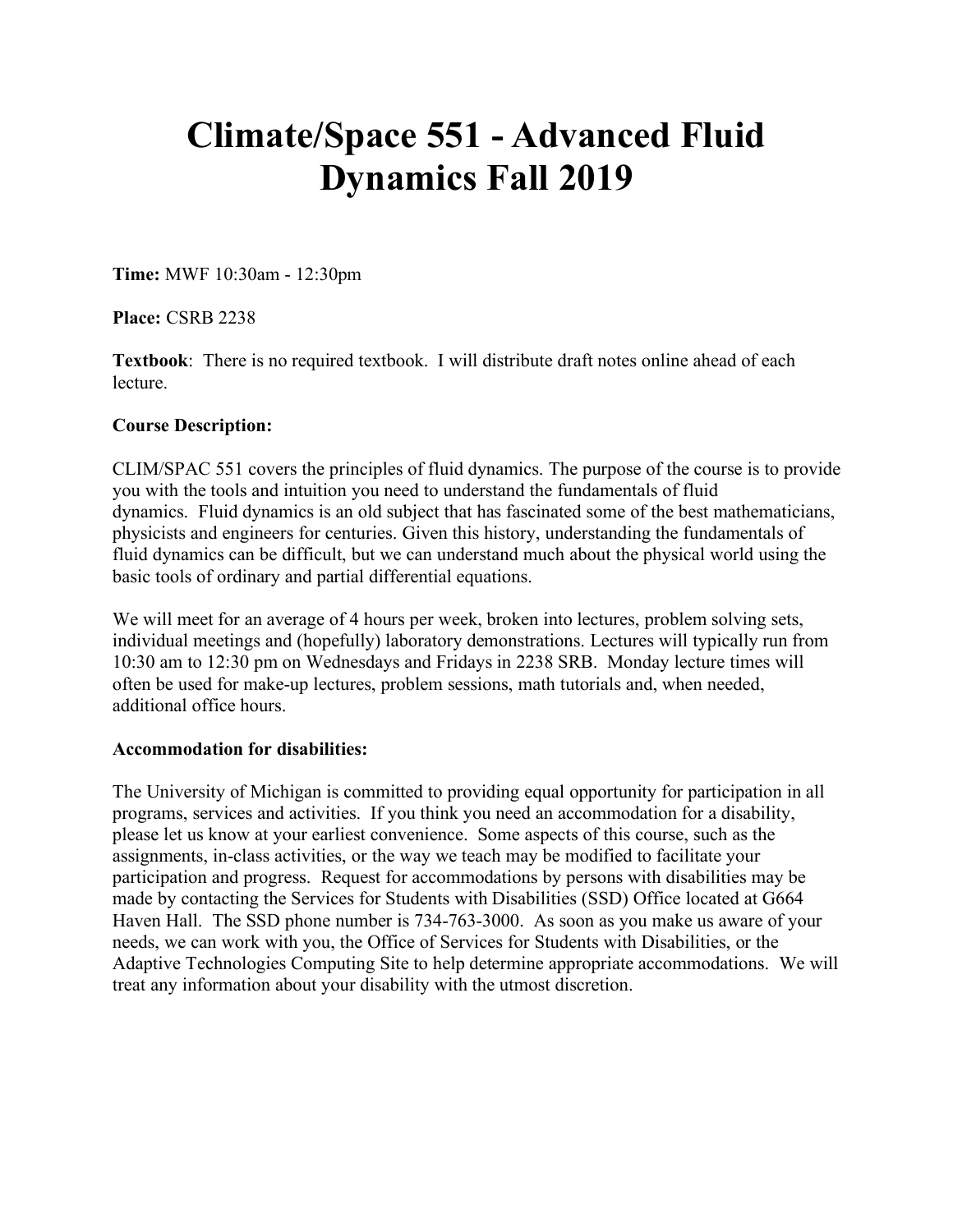# Climate/Space 551 - Advanced Fluid Dynamics Fall 2019

**Time:** MWF 10:30am - 12:30pm

**Place:** CSRB 2238

**Textbook**: There is no required textbook. I will distribute draft notes online ahead of each lecture.

**Course Description:**

CLIM/SPAC 551 covers the principles of fluid dynamics. The purpose of the course is to provide you with the tools and intuition you need to understand the fundamentals of fluid dynamics. Fluid dynamics is an old subject that has fascinated some of the best mathematicians, physicists and engineers for centuries. Given this history, understanding the fundamentals of fluid dynamics can be difficult, but we can understand much about the physical world using the basic tools of ordinary and partial differential equations.

We will meet for an average of 4 hours per week, broken into lectures, problem solving sets, individual meetings and (hopefully) laboratory demonstrations. Lectures will typically run from 10:30 am to 12:30 pm on Wednesdays and Fridays in 2238 SRB. Monday lecture times will often be used for make-up lectures, problem sessions, math tutorials and, when needed, additional office hours.

**Accommodation for disabilities:**

The University of Michigan is committed to providing equal opportunity for participation in all programs, services and activities. If you think you need an accommodation for a disability, please let us know at your earliest convenience. Some aspects of this course, such as the assignments, in-class activities, or the way we teach may be modified to facilitate your participation and progress. Request for accommodations by persons with disabilities may be made by contacting the Services for Students with Disabilities (SSD) Office located at G664 Haven Hall. The SSD phone number is 734-763-3000. As soon as you make us aware of your needs, we can work with you, the Office of Services for Students with Disabilities, or the Adaptive Technologies Computing Site to help determine appropriate accommodations. We will treat any information about your disability with the utmost discretion.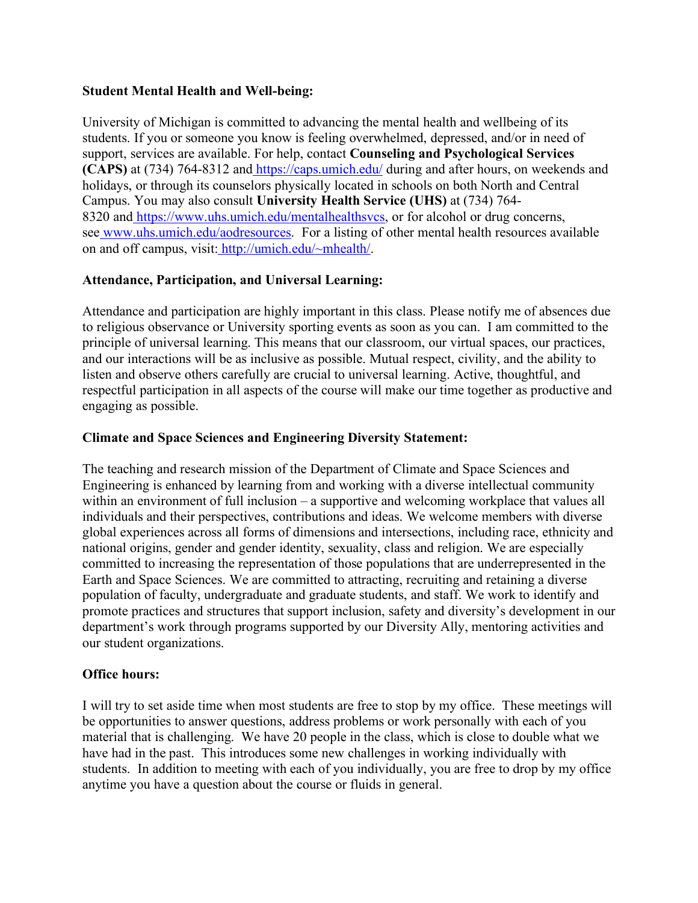**Student Mental Health and Well-being:**

University of Michigan is committed to advancing the mental health and wellbeing of its students. If you or someone you know is feeling overwhelmed, depressed, and/or in need of support, services are available. For help, contact **Counseling and Psychological Services (CAPS)** at (734) 764-8312 and https://caps.umich.edu/ during and after hours, on weekends and holidays, or through its counselors physically located in schools on both North and Central Campus. You may also consult **University Health Service (UHS)** at (734) 764-8320 and https://www.uhs.umich.edu/mentalhealthsvcs, or for alcohol or drug concerns, see www.uhs.umich.edu/aodresources. For a listing of other mental health resources available on and off campus, visit: http://umich.edu/~mhealth/.

**Attendance, Participation, and Universal Learning:**

Attendance and participation are highly important in this class. Please notify me of absences due to religious observance or University sporting events as soon as you can. I am committed to the principle of universal learning. This means that our classroom, our virtual spaces, our practices, and our interactions will be as inclusive as possible. Mutual respect, civility, and the ability to listen and observe others carefully are crucial to universal learning. Active, thoughtful, and respectful participation in all aspects of the course will make our time together as productive and engaging as possible.

**Climate and Space Sciences and Engineering Diversity Statement:**

The teaching and research mission of the Department of Climate and Space Sciences and Engineering is enhanced by learning from and working with a diverse intellectual community within an environment of full inclusion – a supportive and welcoming workplace that values all individuals and their perspectives, contributions and ideas. We welcome members with diverse global experiences across all forms of dimensions and intersections, including race, ethnicity and national origins, gender and gender identity, sexuality, class and religion. We are especially committed to increasing the representation of those populations that are underrepresented in the Earth and Space Sciences. We are committed to attracting, recruiting and retaining a diverse population of faculty, undergraduate and graduate students, and staff. We work to identify and promote practices and structures that support inclusion, safety and diversity's development in our department's work through programs supported by our Diversity Ally, mentoring activities and our student organizations.

**Office hours:**

I will try to set aside time when most students are free to stop by my office. These meetings will be opportunities to answer questions, address problems or work personally with each of you material that is challenging. We have 20 people in the class, which is close to double what we have had in the past. This introduces some new challenges in working individually with students. In addition to meeting with each of you individually, you are free to drop by my office anytime you have a question about the course or fluids in general.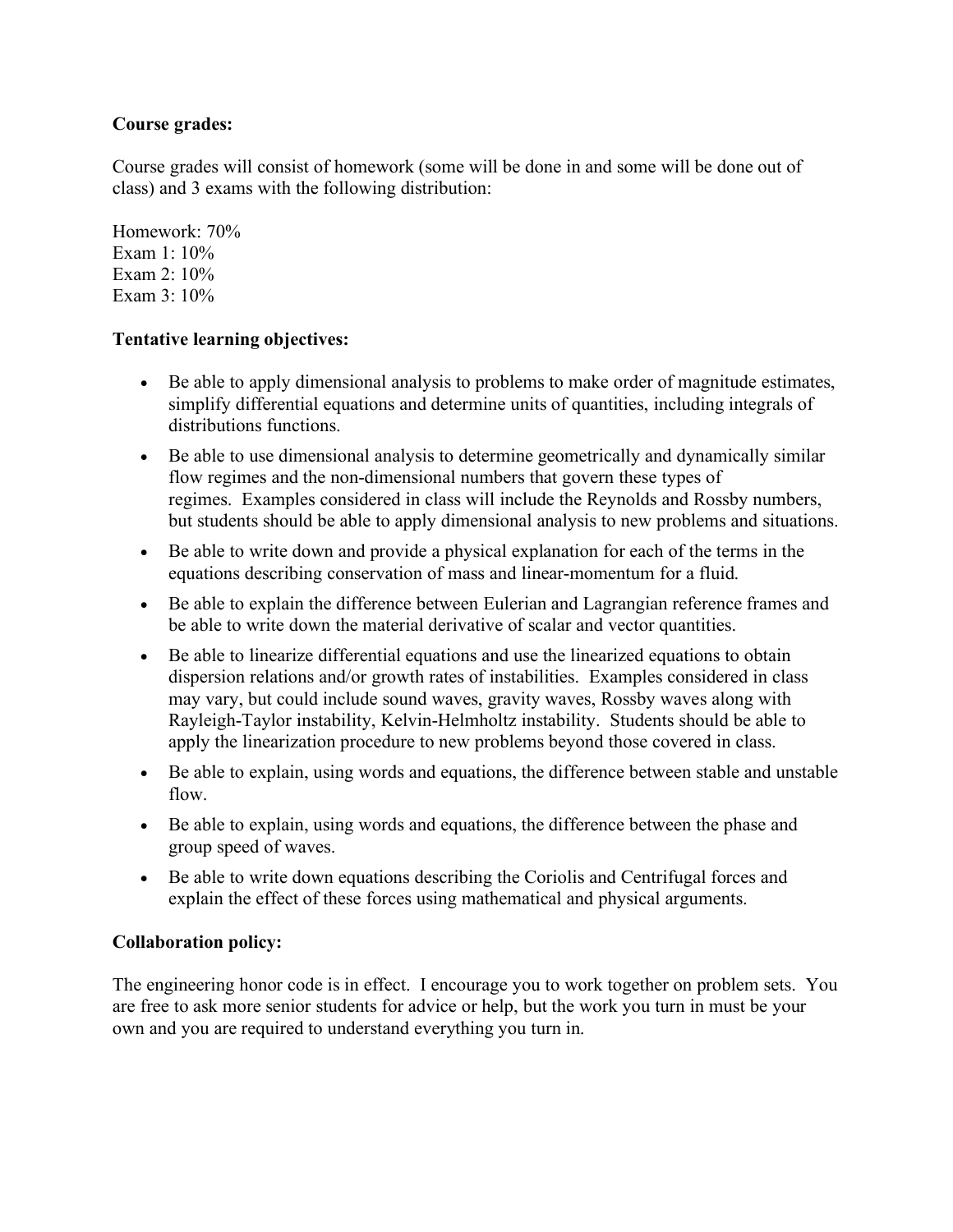**Course grades:**

Course grades will consist of homework (some will be done in and some will be done out of class) and 3 exams with the following distribution:

Homework: 70%
Exam 1: 10%
Exam 2: 10%
Exam 3: 10%

**Tentative learning objectives:**

- Be able to apply dimensional analysis to problems to make order of magnitude estimates, simplify differential equations and determine units of quantities, including integrals of distributions functions.
- Be able to use dimensional analysis to determine geometrically and dynamically similar flow regimes and the non-dimensional numbers that govern these types of regimes. Examples considered in class will include the Reynolds and Rossby numbers, but students should be able to apply dimensional analysis to new problems and situations.
- Be able to write down and provide a physical explanation for each of the terms in the equations describing conservation of mass and linear-momentum for a fluid.
- Be able to explain the difference between Eulerian and Lagrangian reference frames and be able to write down the material derivative of scalar and vector quantities.
- Be able to linearize differential equations and use the linearized equations to obtain dispersion relations and/or growth rates of instabilities. Examples considered in class may vary, but could include sound waves, gravity waves, Rossby waves along with Rayleigh-Taylor instability, Kelvin-Helmholtz instability. Students should be able to apply the linearization procedure to new problems beyond those covered in class.
- Be able to explain, using words and equations, the difference between stable and unstable flow.
- Be able to explain, using words and equations, the difference between the phase and group speed of waves.
- Be able to write down equations describing the Coriolis and Centrifugal forces and explain the effect of these forces using mathematical and physical arguments.

**Collaboration policy:**

The engineering honor code is in effect. I encourage you to work together on problem sets. You are free to ask more senior students for advice or help, but the work you turn in must be your own and you are required to understand everything you turn in.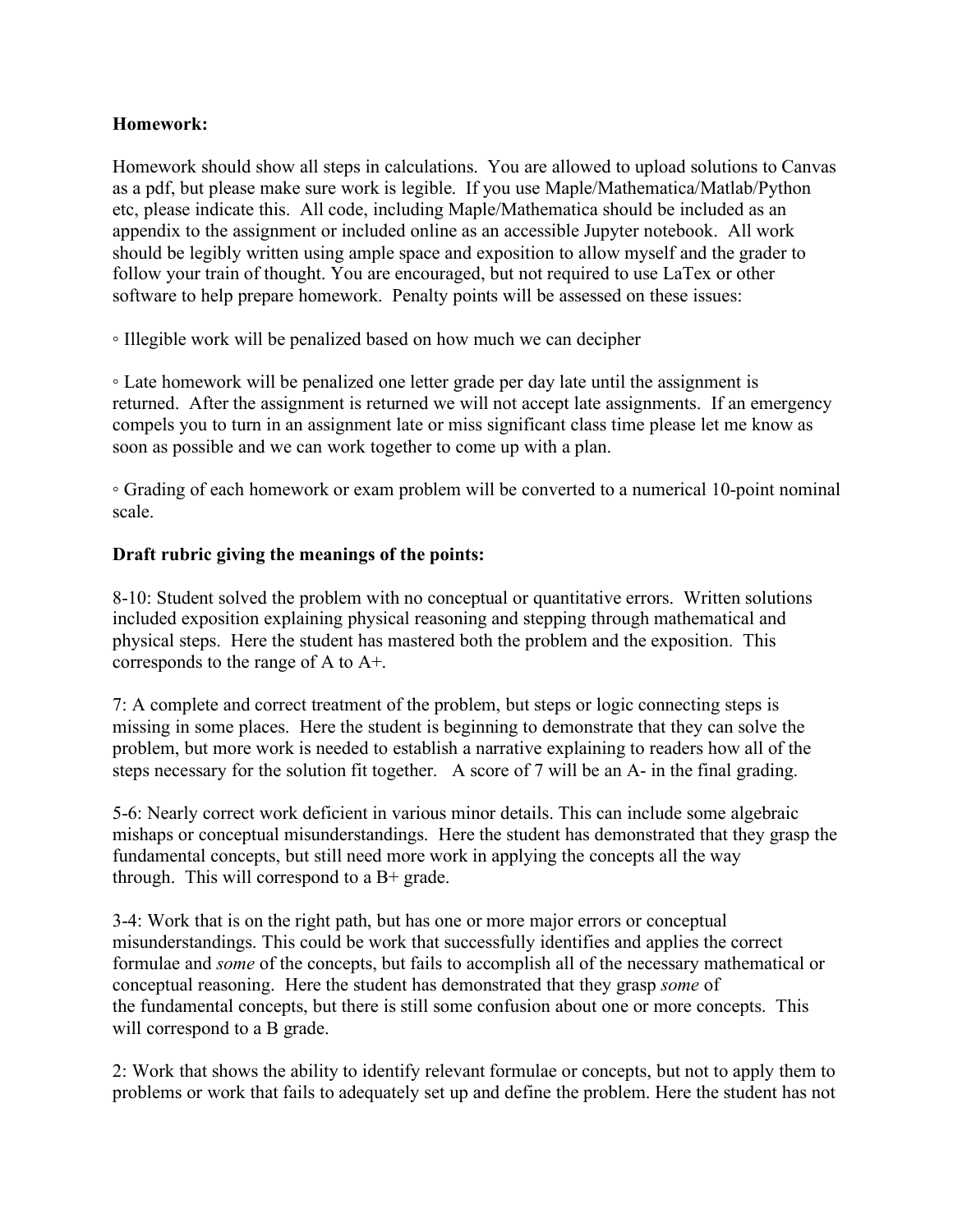**Homework:**

Homework should show all steps in calculations. You are allowed to upload solutions to Canvas as a pdf, but please make sure work is legible. If you use Maple/Mathematica/Matlab/Python etc, please indicate this. All code, including Maple/Mathematica should be included as an appendix to the assignment or included online as an accessible Jupyter notebook. All work should be legibly written using ample space and exposition to allow myself and the grader to follow your train of thought. You are encouraged, but not required to use LaTex or other software to help prepare homework. Penalty points will be assessed on these issues:

◦ Illegible work will be penalized based on how much we can decipher

◦ Late homework will be penalized one letter grade per day late until the assignment is returned. After the assignment is returned we will not accept late assignments. If an emergency compels you to turn in an assignment late or miss significant class time please let me know as soon as possible and we can work together to come up with a plan.

◦ Grading of each homework or exam problem will be converted to a numerical 10-point nominal scale.

**Draft rubric giving the meanings of the points:**

8-10: Student solved the problem with no conceptual or quantitative errors. Written solutions included exposition explaining physical reasoning and stepping through mathematical and physical steps. Here the student has mastered both the problem and the exposition. This corresponds to the range of A to A+.

7: A complete and correct treatment of the problem, but steps or logic connecting steps is missing in some places. Here the student is beginning to demonstrate that they can solve the problem, but more work is needed to establish a narrative explaining to readers how all of the steps necessary for the solution fit together. A score of 7 will be an A- in the final grading.

5-6: Nearly correct work deficient in various minor details. This can include some algebraic mishaps or conceptual misunderstandings. Here the student has demonstrated that they grasp the fundamental concepts, but still need more work in applying the concepts all the way through. This will correspond to a B+ grade.

3-4: Work that is on the right path, but has one or more major errors or conceptual misunderstandings. This could be work that successfully identifies and applies the correct formulae and *some* of the concepts, but fails to accomplish all of the necessary mathematical or conceptual reasoning. Here the student has demonstrated that they grasp *some* of the fundamental concepts, but there is still some confusion about one or more concepts. This will correspond to a B grade.

2: Work that shows the ability to identify relevant formulae or concepts, but not to apply them to problems or work that fails to adequately set up and define the problem. Here the student has not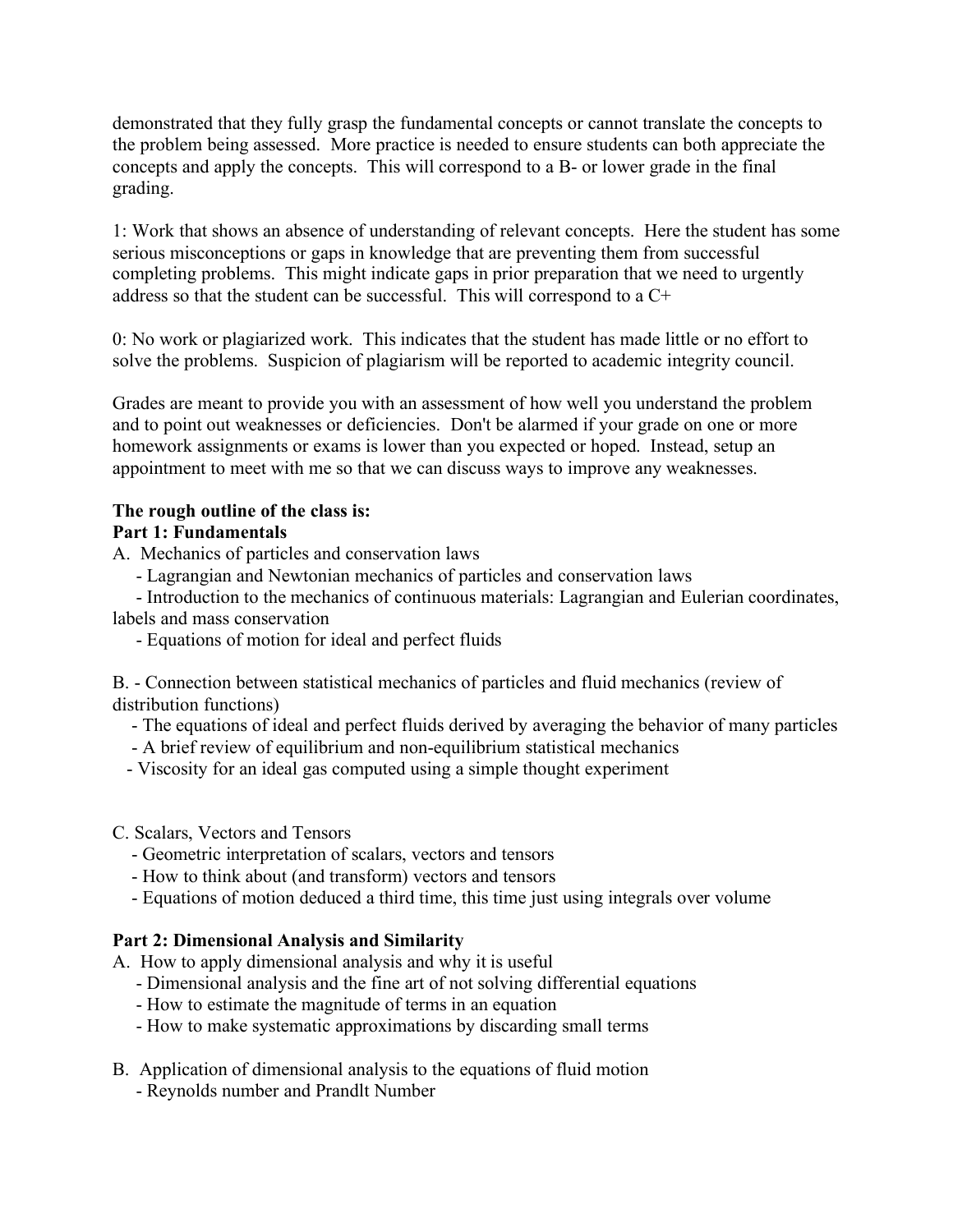demonstrated that they fully grasp the fundamental concepts or cannot translate the concepts to the problem being assessed. More practice is needed to ensure students can both appreciate the concepts and apply the concepts. This will correspond to a B- or lower grade in the final grading.

1: Work that shows an absence of understanding of relevant concepts. Here the student has some serious misconceptions or gaps in knowledge that are preventing them from successful completing problems. This might indicate gaps in prior preparation that we need to urgently address so that the student can be successful. This will correspond to a C+

0: No work or plagiarized work. This indicates that the student has made little or no effort to solve the problems. Suspicion of plagiarism will be reported to academic integrity council.

Grades are meant to provide you with an assessment of how well you understand the problem and to point out weaknesses or deficiencies. Don't be alarmed if your grade on one or more homework assignments or exams is lower than you expected or hoped. Instead, setup an appointment to meet with me so that we can discuss ways to improve any weaknesses.

**The rough outline of the class is:**

**Part 1: Fundamentals**

A. Mechanics of particles and conservation laws
- Lagrangian and Newtonian mechanics of particles and conservation laws
- Introduction to the mechanics of continuous materials: Lagrangian and Eulerian coordinates, labels and mass conservation
- Equations of motion for ideal and perfect fluids

B. - Connection between statistical mechanics of particles and fluid mechanics (review of distribution functions)
- The equations of ideal and perfect fluids derived by averaging the behavior of many particles
- A brief review of equilibrium and non-equilibrium statistical mechanics
- Viscosity for an ideal gas computed using a simple thought experiment

C. Scalars, Vectors and Tensors
- Geometric interpretation of scalars, vectors and tensors
- How to think about (and transform) vectors and tensors
- Equations of motion deduced a third time, this time just using integrals over volume

**Part 2: Dimensional Analysis and Similarity**

A. How to apply dimensional analysis and why it is useful
- Dimensional analysis and the fine art of not solving differential equations
- How to estimate the magnitude of terms in an equation
- How to make systematic approximations by discarding small terms

B. Application of dimensional analysis to the equations of fluid motion
- Reynolds number and Prandlt Number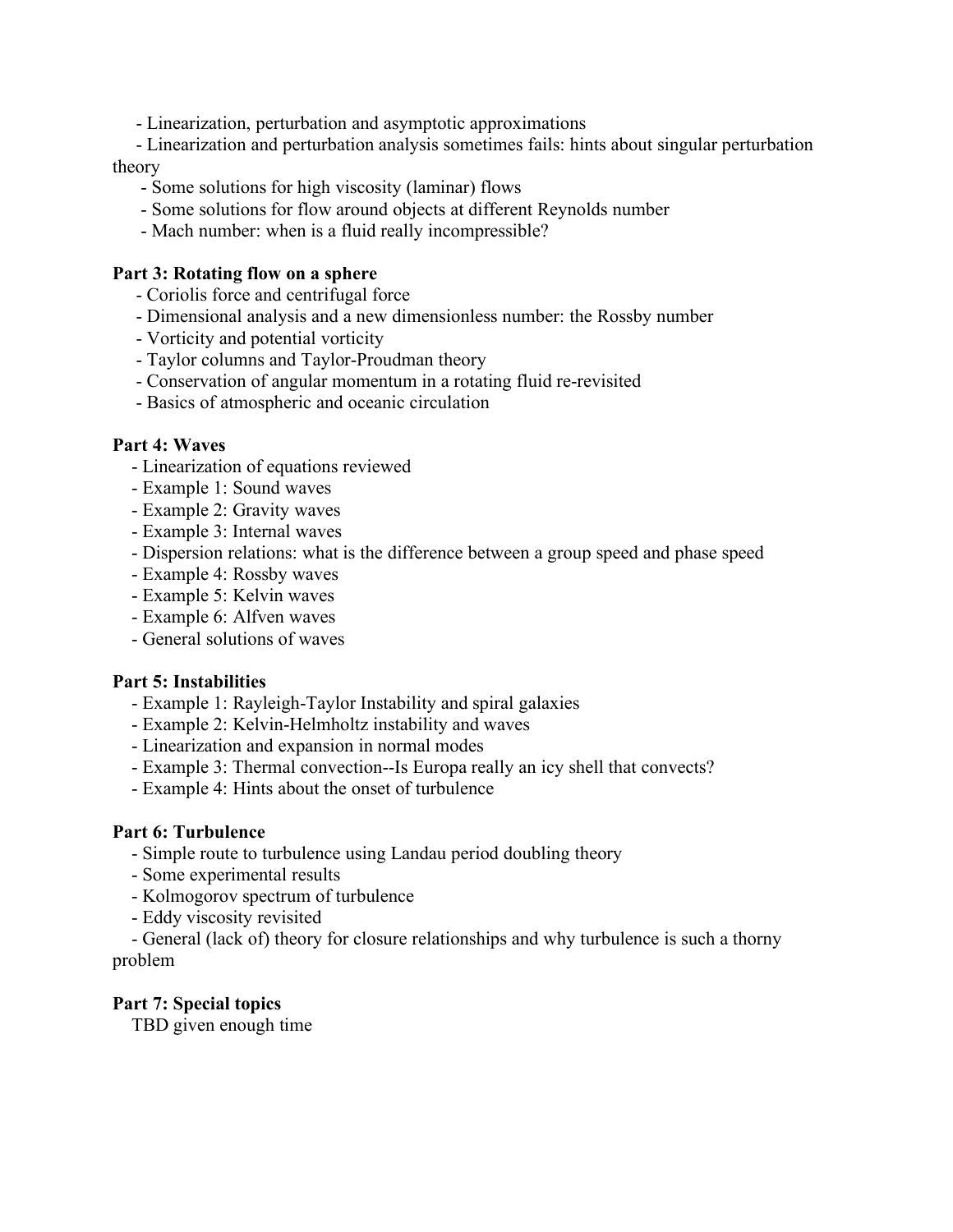- Linearization, perturbation and asymptotic approximations
- Linearization and perturbation analysis sometimes fails: hints about singular perturbation theory
- Some solutions for high viscosity (laminar) flows
- Some solutions for flow around objects at different Reynolds number
- Mach number: when is a fluid really incompressible?

**Part 3: Rotating flow on a sphere**

- Coriolis force and centrifugal force
- Dimensional analysis and a new dimensionless number: the Rossby number
- Vorticity and potential vorticity
- Taylor columns and Taylor-Proudman theory
- Conservation of angular momentum in a rotating fluid re-revisited
- Basics of atmospheric and oceanic circulation

**Part 4: Waves**

- Linearization of equations reviewed
- Example 1: Sound waves
- Example 2: Gravity waves
- Example 3: Internal waves
- Dispersion relations: what is the difference between a group speed and phase speed
- Example 4: Rossby waves
- Example 5: Kelvin waves
- Example 6: Alfven waves
- General solutions of waves

**Part 5: Instabilities**

- Example 1: Rayleigh-Taylor Instability and spiral galaxies
- Example 2: Kelvin-Helmholtz instability and waves
- Linearization and expansion in normal modes
- Example 3: Thermal convection--Is Europa really an icy shell that convects?
- Example 4: Hints about the onset of turbulence

**Part 6: Turbulence**

- Simple route to turbulence using Landau period doubling theory
- Some experimental results
- Kolmogorov spectrum of turbulence
- Eddy viscosity revisited
- General (lack of) theory for closure relationships and why turbulence is such a thorny problem

**Part 7: Special topics**

TBD given enough time